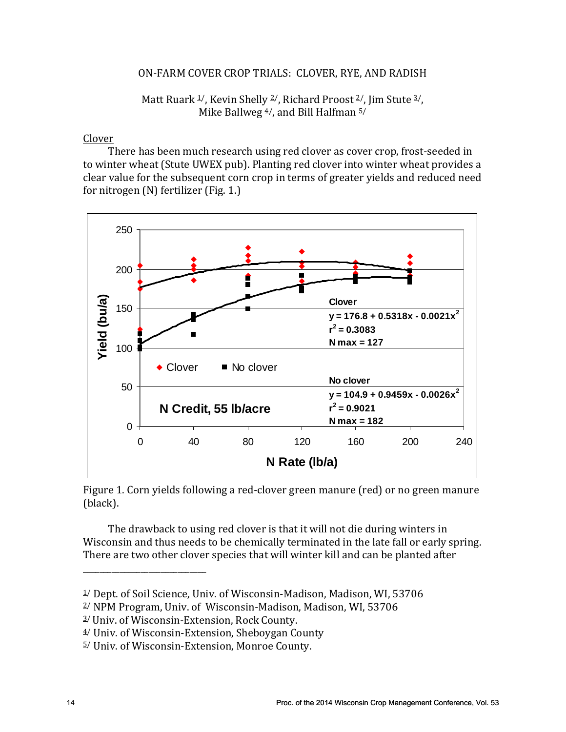# ON-FARM COVER CROP TRIALS: CLOVER, RYE, AND RADISH

Matt Ruark [1], Kevin Shelly [2], Richard Proost [2], Jim Stute [3], Mike Ballweg [4], and Bill Halfman [5]

## Clover

There has been much research using red clover as cover crop, frost-seeded in to winter wheat (Stute UWEX pub). Planting red clover into winter wheat provides a clear value for the subsequent corn crop in terms of greater yields and reduced need for nitrogen (N) fertilizer (Fig. 1.)

Figure 1. Corn yields following a red-clover green manure (red) or no green manure (black).

The drawback to using red clover is that it will not die during winters in Wisconsin and thus needs to be chemically terminated in the late fall or early spring. There are two other clover species that will winter kill and can be planted after

---

[1] Dept. of Soil Science, Univ. of Wisconsin-Madison, Madison, WI, 53706
[2] NPM Program, Univ. of Wisconsin-Madison, Madison, WI, 53706
[3] Univ. of Wisconsin-Extension, Rock County.
[4] Univ. of Wisconsin-Extension, Sheboygan County
[5] Univ. of Wisconsin-Extension, Monroe County.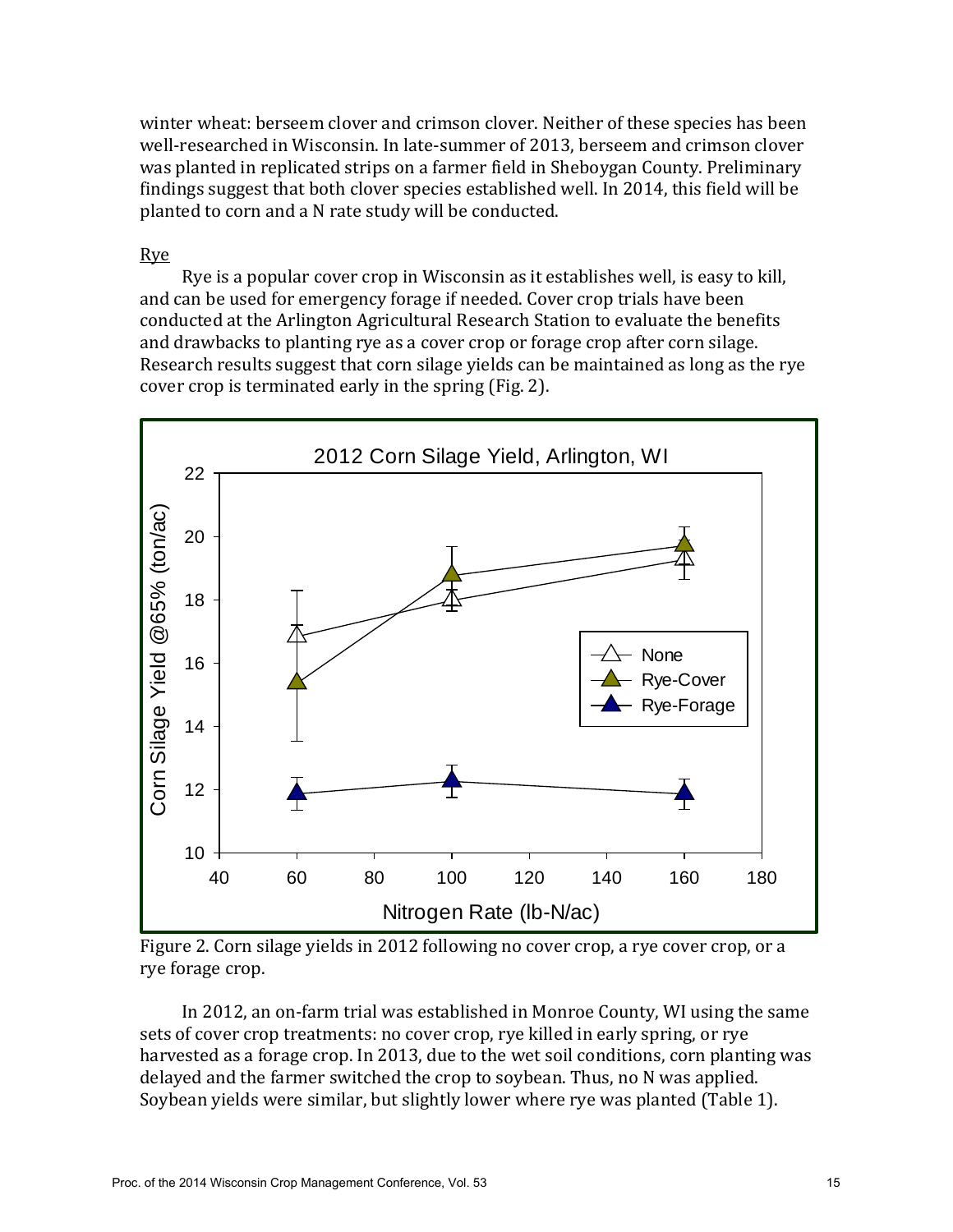winter wheat: berseem clover and crimson clover. Neither of these species has been well-researched in Wisconsin. In late-summer of 2013, berseem and crimson clover was planted in replicated strips on a farmer field in Sheboygan County. Preliminary findings suggest that both clover species established well. In 2014, this field will be planted to corn and a N rate study will be conducted.

Rye

Rye is a popular cover crop in Wisconsin as it establishes well, is easy to kill, and can be used for emergency forage if needed. Cover crop trials have been conducted at the Arlington Agricultural Research Station to evaluate the benefits and drawbacks to planting rye as a cover crop or forage crop after corn silage. Research results suggest that corn silage yields can be maintained as long as the rye cover crop is terminated early in the spring (Fig. 2).

Figure 2. Corn silage yields in 2012 following no cover crop, a rye cover crop, or a rye forage crop.

In 2012, an on-farm trial was established in Monroe County, WI using the same sets of cover crop treatments: no cover crop, rye killed in early spring, or rye harvested as a forage crop. In 2013, due to the wet soil conditions, corn planting was delayed and the farmer switched the crop to soybean. Thus, no N was applied. Soybean yields were similar, but slightly lower where rye was planted (Table 1).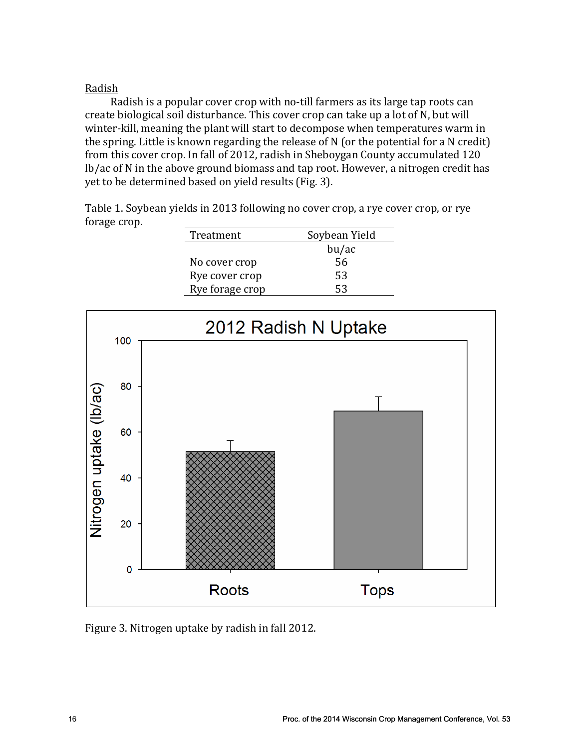### Radish

Radish is a popular cover crop with no-till farmers as its large tap roots can create biological soil disturbance. This cover crop can take up a lot of N, but will winter-kill, meaning the plant will start to decompose when temperatures warm in the spring. Little is known regarding the release of N (or the potential for a N credit) from this cover crop. In fall of 2012, radish in Sheboygan County accumulated 120 lb/ac of N in the above ground biomass and tap root. However, a nitrogen credit has yet to be determined based on yield results (Fig. 3).

Table 1. Soybean yields in 2013 following no cover crop, a rye cover crop, or rye forage crop.

| Treatment | Soybean Yield |
|---|---|
| | bu/ac |
| No cover crop | 56 |
| Rye cover crop | 53 |
| Rye forage crop | 53 |

Figure 3. Nitrogen uptake by radish in fall 2012.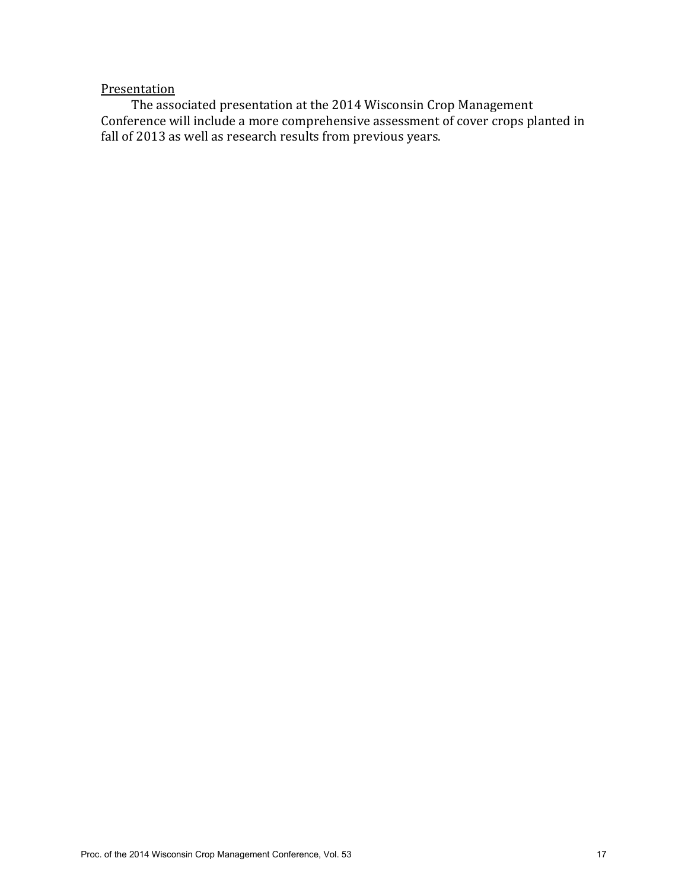Presentation

The associated presentation at the 2014 Wisconsin Crop Management Conference will include a more comprehensive assessment of cover crops planted in fall of 2013 as well as research results from previous years.